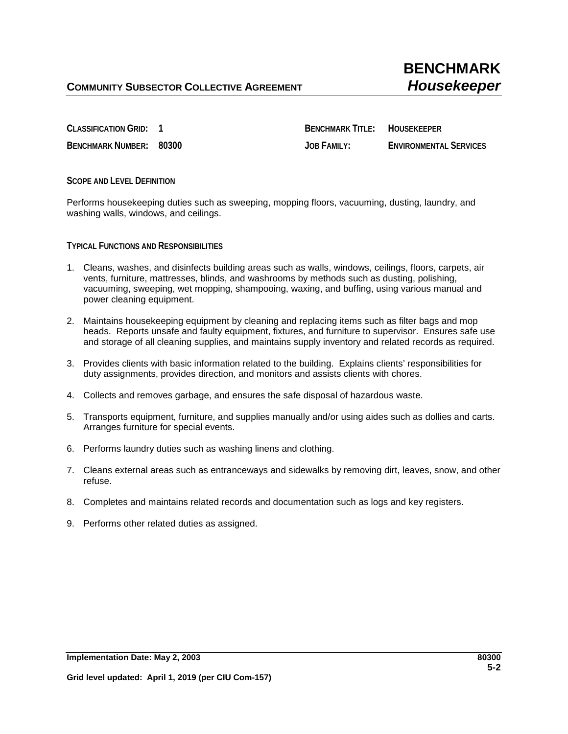# BENCHMARK
## *Housekeeper*

**COMMUNITY SUBSECTOR COLLECTIVE AGREEMENT**

**CLASSIFICATION GRID:** 1

**BENCHMARK NUMBER:** 80300

**BENCHMARK TITLE:** HOUSEKEEPER

**JOB FAMILY:** ENVIRONMENTAL SERVICES

### SCOPE AND LEVEL DEFINITION

Performs housekeeping duties such as sweeping, mopping floors, vacuuming, dusting, laundry, and washing walls, windows, and ceilings.

### TYPICAL FUNCTIONS AND RESPONSIBILITIES

1. Cleans, washes, and disinfects building areas such as walls, windows, ceilings, floors, carpets, air vents, furniture, mattresses, blinds, and washrooms by methods such as dusting, polishing, vacuuming, sweeping, wet mopping, shampooing, waxing, and buffing, using various manual and power cleaning equipment.

2. Maintains housekeeping equipment by cleaning and replacing items such as filter bags and mop heads. Reports unsafe and faulty equipment, fixtures, and furniture to supervisor. Ensures safe use and storage of all cleaning supplies, and maintains supply inventory and related records as required.

3. Provides clients with basic information related to the building. Explains clients' responsibilities for duty assignments, provides direction, and monitors and assists clients with chores.

4. Collects and removes garbage, and ensures the safe disposal of hazardous waste.

5. Transports equipment, furniture, and supplies manually and/or using aides such as dollies and carts. Arranges furniture for special events.

6. Performs laundry duties such as washing linens and clothing.

7. Cleans external areas such as entranceways and sidewalks by removing dirt, leaves, snow, and other refuse.

8. Completes and maintains related records and documentation such as logs and key registers.

9. Performs other related duties as assigned.

**Implementation Date: May 2, 2003**

**Grid level updated: April 1, 2019 (per CIU Com-157)**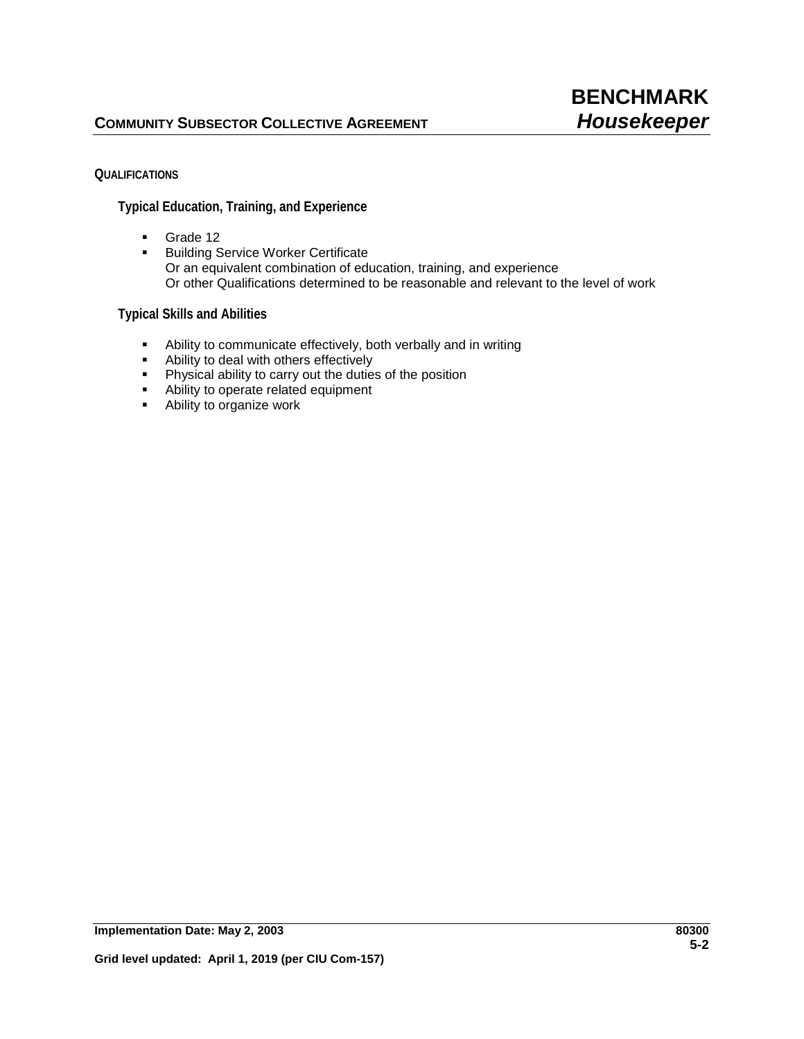## QUALIFICATIONS

### Typical Education, Training, and Experience

- Grade 12
- Building Service Worker Certificate
  Or an equivalent combination of education, training, and experience
  Or other Qualifications determined to be reasonable and relevant to the level of work

### Typical Skills and Abilities

- Ability to communicate effectively, both verbally and in writing
- Ability to deal with others effectively
- Physical ability to carry out the duties of the position
- Ability to operate related equipment
- Ability to organize work